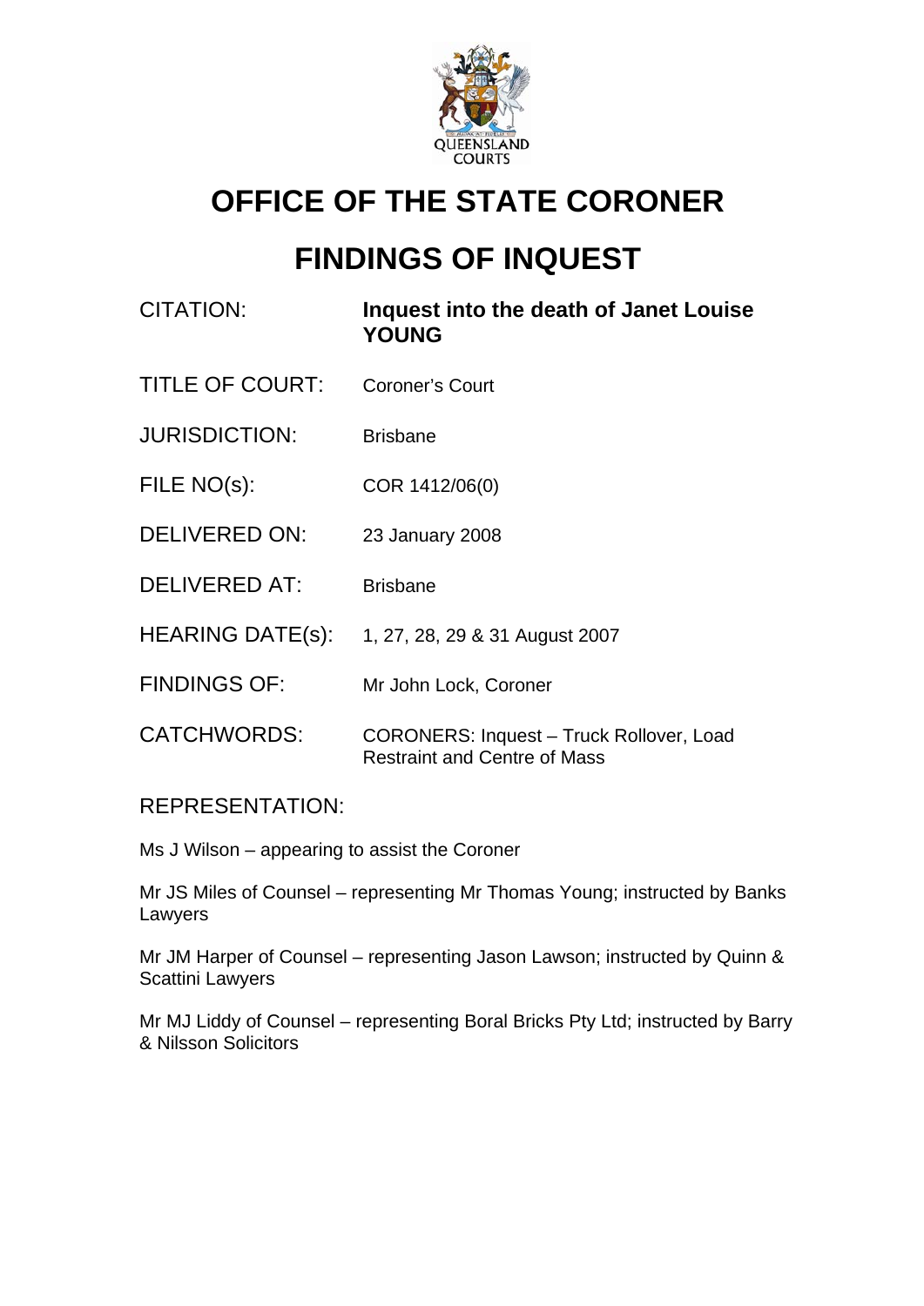# OFFICE OF THE STATE CORONER

# FINDINGS OF INQUEST

| | |
|---|---|
| CITATION: | **Inquest into the death of Janet Louise YOUNG** |
| TITLE OF COURT: | Coroner's Court |
| JURISDICTION: | Brisbane |
| FILE NO(s): | COR 1412/06(0) |
| DELIVERED ON: | 23 January 2008 |
| DELIVERED AT: | Brisbane |
| HEARING DATE(s): | 1, 27, 28, 29 & 31 August 2007 |
| FINDINGS OF: | Mr John Lock, Coroner |
| CATCHWORDS: | CORONERS: Inquest – Truck Rollover, Load Restraint and Centre of Mass |

REPRESENTATION:

Ms J Wilson – appearing to assist the Coroner

Mr JS Miles of Counsel – representing Mr Thomas Young; instructed by Banks Lawyers

Mr JM Harper of Counsel – representing Jason Lawson; instructed by Quinn & Scattini Lawyers

Mr MJ Liddy of Counsel – representing Boral Bricks Pty Ltd; instructed by Barry & Nilsson Solicitors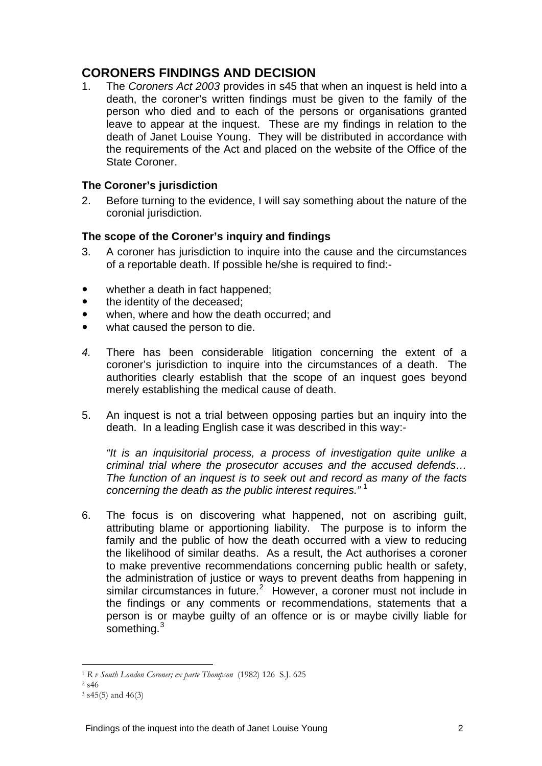## CORONERS FINDINGS AND DECISION

1. The *Coroners Act 2003* provides in s45 that when an inquest is held into a death, the coroner's written findings must be given to the family of the person who died and to each of the persons or organisations granted leave to appear at the inquest. These are my findings in relation to the death of Janet Louise Young. They will be distributed in accordance with the requirements of the Act and placed on the website of the Office of the State Coroner.

### The Coroner's jurisdiction

2. Before turning to the evidence, I will say something about the nature of the coronial jurisdiction.

### The scope of the Coroner's inquiry and findings

3. A coroner has jurisdiction to inquire into the cause and the circumstances of a reportable death. If possible he/she is required to find:-

- whether a death in fact happened;
- the identity of the deceased;
- when, where and how the death occurred; and
- what caused the person to die.

*4.* There has been considerable litigation concerning the extent of a coroner's jurisdiction to inquire into the circumstances of a death. The authorities clearly establish that the scope of an inquest goes beyond merely establishing the medical cause of death.

5. An inquest is not a trial between opposing parties but an inquiry into the death. In a leading English case it was described in this way:-

   *"It is an inquisitorial process, a process of investigation quite unlike a criminal trial where the prosecutor accuses and the accused defends… The function of an inquest is to seek out and record as many of the facts concerning the death as the public interest requires."* [1]

6. The focus is on discovering what happened, not on ascribing guilt, attributing blame or apportioning liability. The purpose is to inform the family and the public of how the death occurred with a view to reducing the likelihood of similar deaths. As a result, the Act authorises a coroner to make preventive recommendations concerning public health or safety, the administration of justice or ways to prevent deaths from happening in similar circumstances in future.[2] However, a coroner must not include in the findings or any comments or recommendations, statements that a person is or maybe guilty of an offence or is or maybe civilly liable for something.[3]

---

[1] *R v South London Coroner; ex parte Thompson* (1982) 126 S.J. 625

[2] s46

[3] s45(5) and 46(3)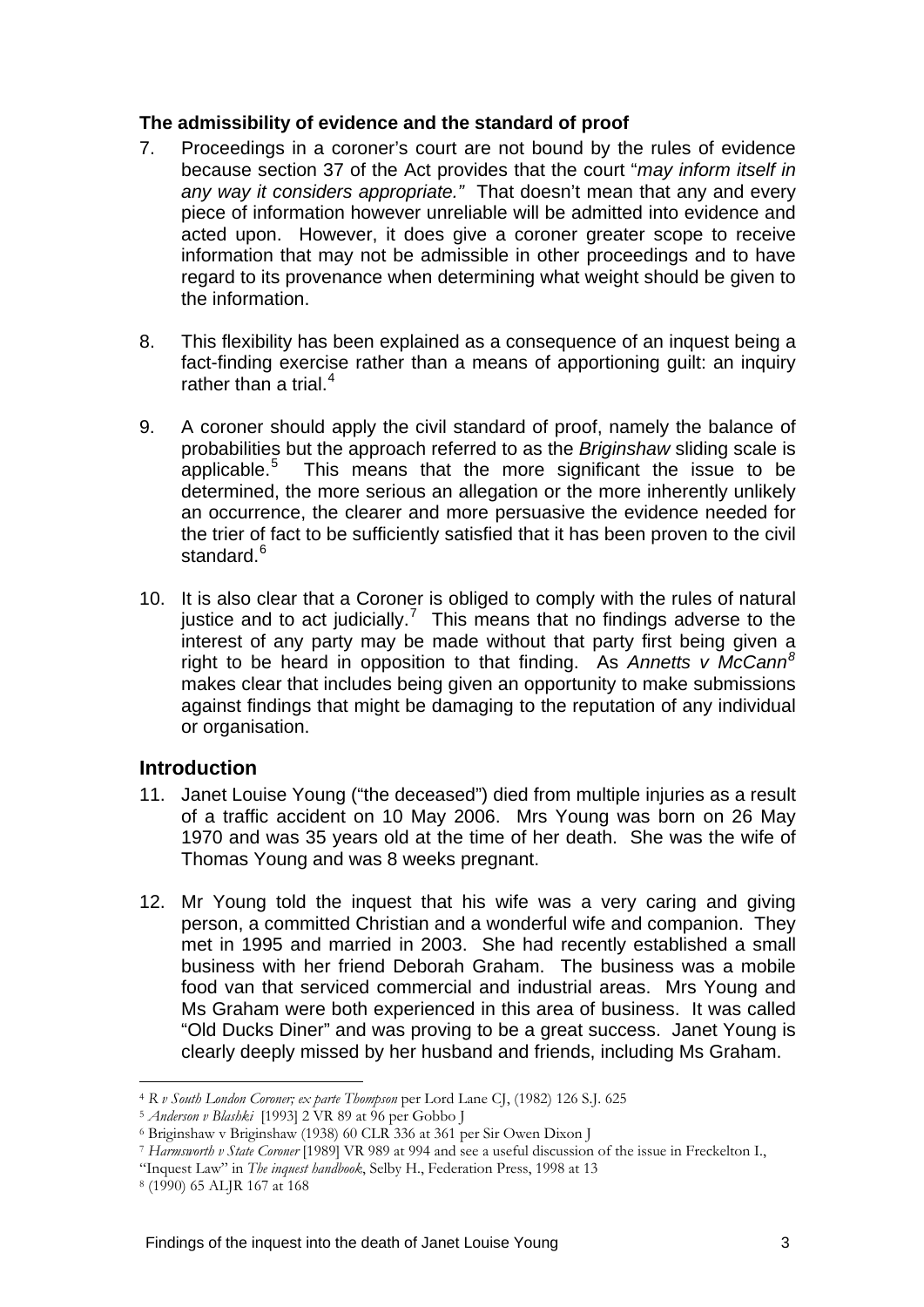#### **The admissibility of evidence and the standard of proof**

7. Proceedings in a coroner's court are not bound by the rules of evidence because section 37 of the Act provides that the court "*may inform itself in any way it considers appropriate."* That doesn't mean that any and every piece of information however unreliable will be admitted into evidence and acted upon. However, it does give a coroner greater scope to receive information that may not be admissible in other proceedings and to have regard to its provenance when determining what weight should be given to the information.

8. This flexibility has been explained as a consequence of an inquest being a fact-finding exercise rather than a means of apportioning guilt: an inquiry rather than a trial.[4]

9. A coroner should apply the civil standard of proof, namely the balance of probabilities but the approach referred to as the *Briginshaw* sliding scale is applicable.[5] This means that the more significant the issue to be determined, the more serious an allegation or the more inherently unlikely an occurrence, the clearer and more persuasive the evidence needed for the trier of fact to be sufficiently satisfied that it has been proven to the civil standard.[6]

10. It is also clear that a Coroner is obliged to comply with the rules of natural justice and to act judicially.[7] This means that no findings adverse to the interest of any party may be made without that party first being given a right to be heard in opposition to that finding. As *Annetts v McCann*[8] makes clear that includes being given an opportunity to make submissions against findings that might be damaging to the reputation of any individual or organisation.

## **Introduction**

11. Janet Louise Young ("the deceased") died from multiple injuries as a result of a traffic accident on 10 May 2006. Mrs Young was born on 26 May 1970 and was 35 years old at the time of her death. She was the wife of Thomas Young and was 8 weeks pregnant.

12. Mr Young told the inquest that his wife was a very caring and giving person, a committed Christian and a wonderful wife and companion. They met in 1995 and married in 2003. She had recently established a small business with her friend Deborah Graham. The business was a mobile food van that serviced commercial and industrial areas. Mrs Young and Ms Graham were both experienced in this area of business. It was called "Old Ducks Diner" and was proving to be a great success. Janet Young is clearly deeply missed by her husband and friends, including Ms Graham.

---

[4] *R v South London Coroner; ex parte Thompson* per Lord Lane CJ, (1982) 126 S.J. 625

[5] *Anderson v Blashki* [1993] 2 VR 89 at 96 per Gobbo J

[6] Briginshaw v Briginshaw (1938) 60 CLR 336 at 361 per Sir Owen Dixon J

[7] *Harmsworth v State Coroner* [1989] VR 989 at 994 and see a useful discussion of the issue in Freckelton I., "Inquest Law" in *The inquest handbook*, Selby H., Federation Press, 1998 at 13

[8] (1990) 65 ALJR 167 at 168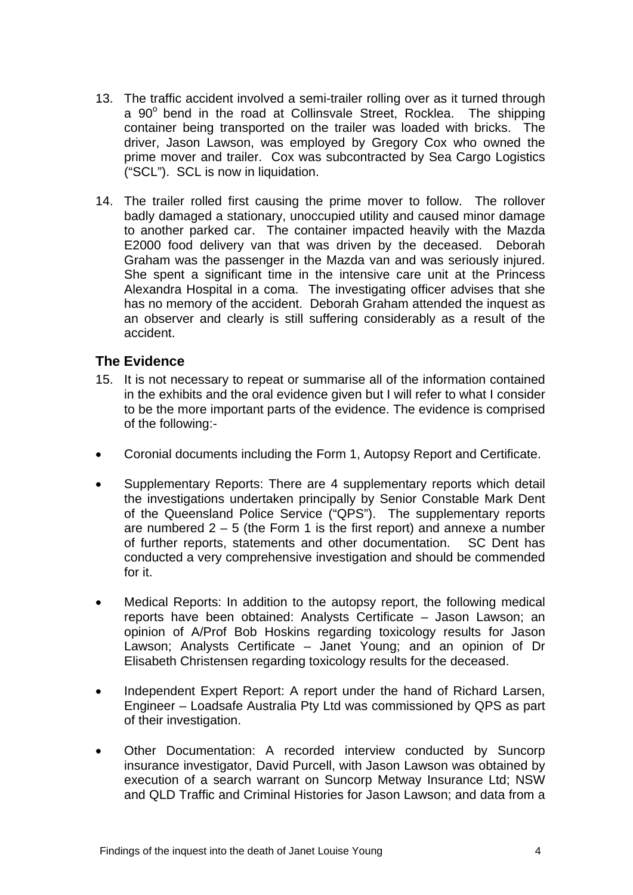13. The traffic accident involved a semi-trailer rolling over as it turned through a 90$^{o}$ bend in the road at Collinsvale Street, Rocklea. The shipping container being transported on the trailer was loaded with bricks. The driver, Jason Lawson, was employed by Gregory Cox who owned the prime mover and trailer. Cox was subcontracted by Sea Cargo Logistics ("SCL"). SCL is now in liquidation.

14. The trailer rolled first causing the prime mover to follow. The rollover badly damaged a stationary, unoccupied utility and caused minor damage to another parked car. The container impacted heavily with the Mazda E2000 food delivery van that was driven by the deceased. Deborah Graham was the passenger in the Mazda van and was seriously injured. She spent a significant time in the intensive care unit at the Princess Alexandra Hospital in a coma. The investigating officer advises that she has no memory of the accident. Deborah Graham attended the inquest as an observer and clearly is still suffering considerably as a result of the accident.

## The Evidence

15. It is not necessary to repeat or summarise all of the information contained in the exhibits and the oral evidence given but I will refer to what I consider to be the more important parts of the evidence. The evidence is comprised of the following:-

- Coronial documents including the Form 1, Autopsy Report and Certificate.

- Supplementary Reports: There are 4 supplementary reports which detail the investigations undertaken principally by Senior Constable Mark Dent of the Queensland Police Service ("QPS"). The supplementary reports are numbered 2 – 5 (the Form 1 is the first report) and annexe a number of further reports, statements and other documentation. SC Dent has conducted a very comprehensive investigation and should be commended for it.

- Medical Reports: In addition to the autopsy report, the following medical reports have been obtained: Analysts Certificate – Jason Lawson; an opinion of A/Prof Bob Hoskins regarding toxicology results for Jason Lawson; Analysts Certificate – Janet Young; and an opinion of Dr Elisabeth Christensen regarding toxicology results for the deceased.

- Independent Expert Report: A report under the hand of Richard Larsen, Engineer – Loadsafe Australia Pty Ltd was commissioned by QPS as part of their investigation.

- Other Documentation: A recorded interview conducted by Suncorp insurance investigator, David Purcell, with Jason Lawson was obtained by execution of a search warrant on Suncorp Metway Insurance Ltd; NSW and QLD Traffic and Criminal Histories for Jason Lawson; and data from a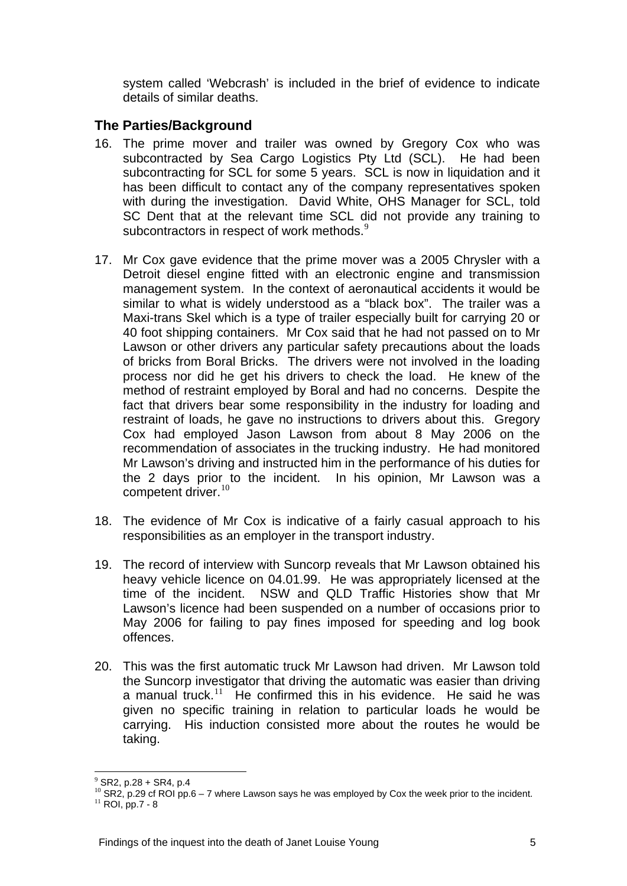system called 'Webcrash' is included in the brief of evidence to indicate details of similar deaths.

## The Parties/Background

16. The prime mover and trailer was owned by Gregory Cox who was subcontracted by Sea Cargo Logistics Pty Ltd (SCL). He had been subcontracting for SCL for some 5 years. SCL is now in liquidation and it has been difficult to contact any of the company representatives spoken with during the investigation. David White, OHS Manager for SCL, told SC Dent that at the relevant time SCL did not provide any training to subcontractors in respect of work methods.[9]

17. Mr Cox gave evidence that the prime mover was a 2005 Chrysler with a Detroit diesel engine fitted with an electronic engine and transmission management system. In the context of aeronautical accidents it would be similar to what is widely understood as a "black box". The trailer was a Maxi-trans Skel which is a type of trailer especially built for carrying 20 or 40 foot shipping containers. Mr Cox said that he had not passed on to Mr Lawson or other drivers any particular safety precautions about the loads of bricks from Boral Bricks. The drivers were not involved in the loading process nor did he get his drivers to check the load. He knew of the method of restraint employed by Boral and had no concerns. Despite the fact that drivers bear some responsibility in the industry for loading and restraint of loads, he gave no instructions to drivers about this. Gregory Cox had employed Jason Lawson from about 8 May 2006 on the recommendation of associates in the trucking industry. He had monitored Mr Lawson's driving and instructed him in the performance of his duties for the 2 days prior to the incident. In his opinion, Mr Lawson was a competent driver.[10]

18. The evidence of Mr Cox is indicative of a fairly casual approach to his responsibilities as an employer in the transport industry.

19. The record of interview with Suncorp reveals that Mr Lawson obtained his heavy vehicle licence on 04.01.99. He was appropriately licensed at the time of the incident. NSW and QLD Traffic Histories show that Mr Lawson's licence had been suspended on a number of occasions prior to May 2006 for failing to pay fines imposed for speeding and log book offences.

20. This was the first automatic truck Mr Lawson had driven. Mr Lawson told the Suncorp investigator that driving the automatic was easier than driving a manual truck.[11] He confirmed this in his evidence. He said he was given no specific training in relation to particular loads he would be carrying. His induction consisted more about the routes he would be taking.

---

[9] SR2, p.28 + SR4, p.4

[10] SR2, p.29 cf ROI pp.6 – 7 where Lawson says he was employed by Cox the week prior to the incident.

[11] ROI, pp.7 - 8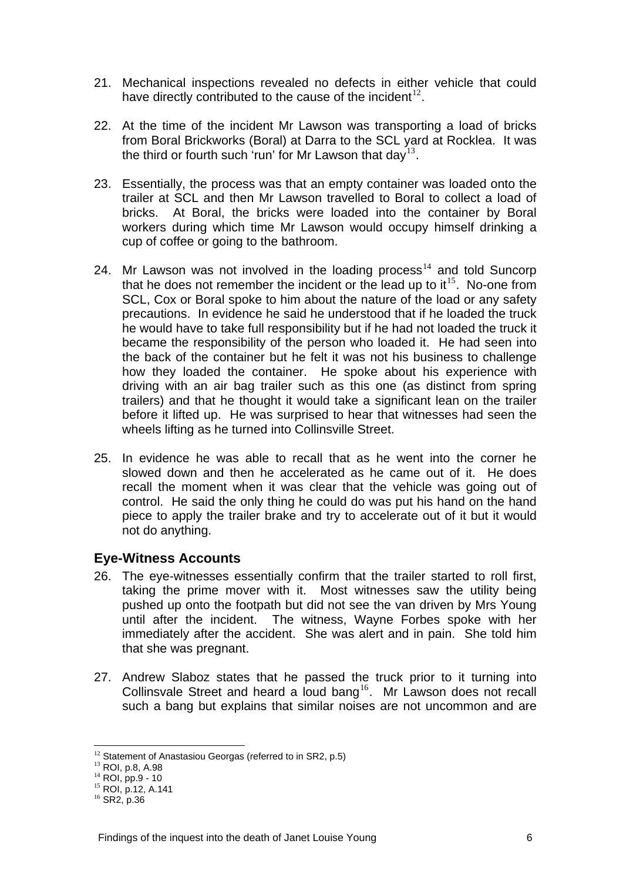21. Mechanical inspections revealed no defects in either vehicle that could have directly contributed to the cause of the incident[12].

22. At the time of the incident Mr Lawson was transporting a load of bricks from Boral Brickworks (Boral) at Darra to the SCL yard at Rocklea. It was the third or fourth such 'run' for Mr Lawson that day[13].

23. Essentially, the process was that an empty container was loaded onto the trailer at SCL and then Mr Lawson travelled to Boral to collect a load of bricks. At Boral, the bricks were loaded into the container by Boral workers during which time Mr Lawson would occupy himself drinking a cup of coffee or going to the bathroom.

24. Mr Lawson was not involved in the loading process[14] and told Suncorp that he does not remember the incident or the lead up to it[15]. No-one from SCL, Cox or Boral spoke to him about the nature of the load or any safety precautions. In evidence he said he understood that if he loaded the truck he would have to take full responsibility but if he had not loaded the truck it became the responsibility of the person who loaded it. He had seen into the back of the container but he felt it was not his business to challenge how they loaded the container. He spoke about his experience with driving with an air bag trailer such as this one (as distinct from spring trailers) and that he thought it would take a significant lean on the trailer before it lifted up. He was surprised to hear that witnesses had seen the wheels lifting as he turned into Collinsville Street.

25. In evidence he was able to recall that as he went into the corner he slowed down and then he accelerated as he came out of it. He does recall the moment when it was clear that the vehicle was going out of control. He said the only thing he could do was put his hand on the hand piece to apply the trailer brake and try to accelerate out of it but it would not do anything.

## Eye-Witness Accounts

26. The eye-witnesses essentially confirm that the trailer started to roll first, taking the prime mover with it. Most witnesses saw the utility being pushed up onto the footpath but did not see the van driven by Mrs Young until after the incident. The witness, Wayne Forbes spoke with her immediately after the accident. She was alert and in pain. She told him that she was pregnant.

27. Andrew Slaboz states that he passed the truck prior to it turning into Collinsvale Street and heard a loud bang[16]. Mr Lawson does not recall such a bang but explains that similar noises are not uncommon and are

---

[12] Statement of Anastasiou Georgas (referred to in SR2, p.5)
[13] ROI, p.8, A.98
[14] ROI, pp.9 - 10
[15] ROI, p.12, A.141
[16] SR2, p.36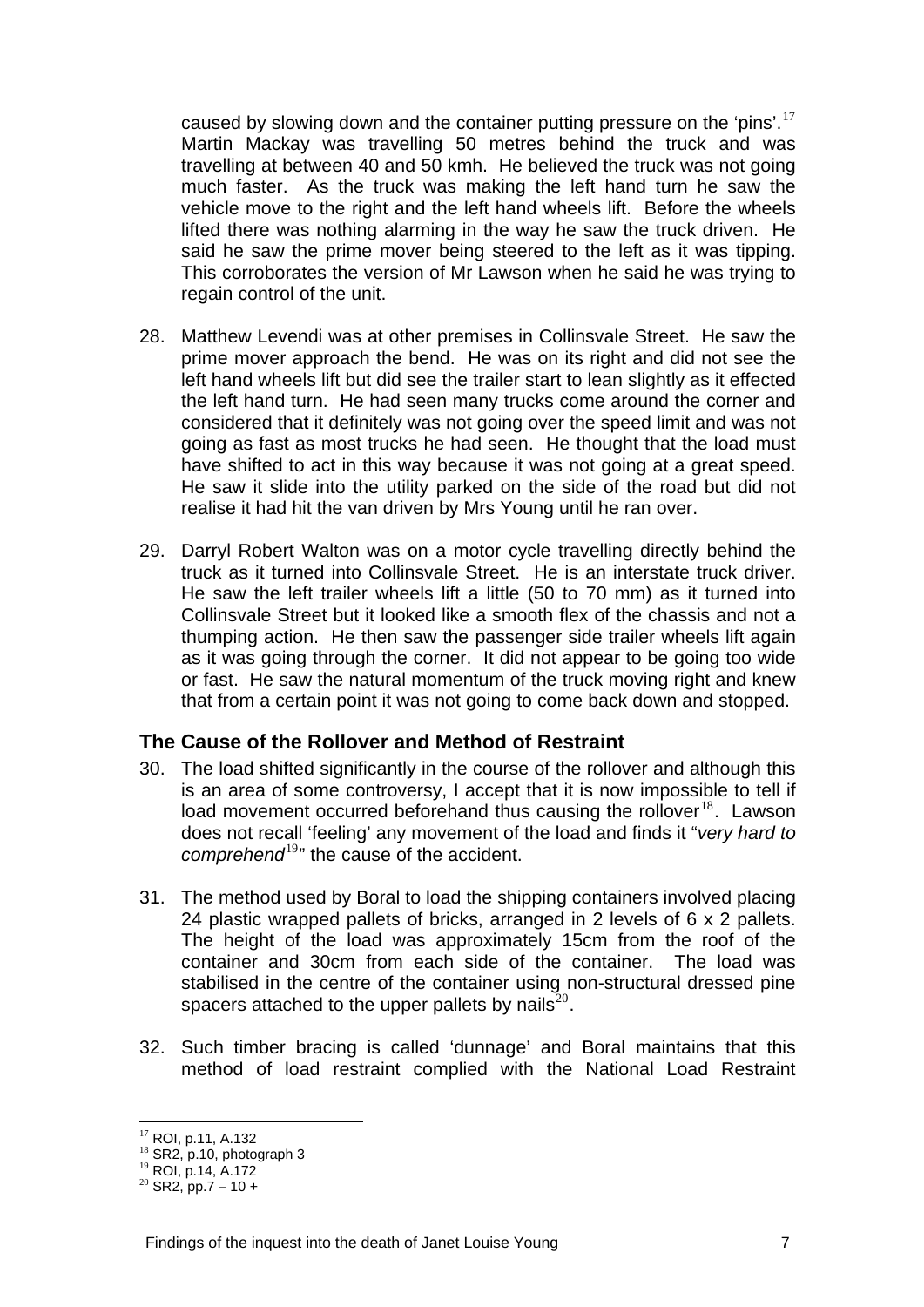caused by slowing down and the container putting pressure on the 'pins'.[17] Martin Mackay was travelling 50 metres behind the truck and was travelling at between 40 and 50 kmh. He believed the truck was not going much faster. As the truck was making the left hand turn he saw the vehicle move to the right and the left hand wheels lift. Before the wheels lifted there was nothing alarming in the way he saw the truck driven. He said he saw the prime mover being steered to the left as it was tipping. This corroborates the version of Mr Lawson when he said he was trying to regain control of the unit.

28. Matthew Levendi was at other premises in Collinsvale Street. He saw the prime mover approach the bend. He was on its right and did not see the left hand wheels lift but did see the trailer start to lean slightly as it effected the left hand turn. He had seen many trucks come around the corner and considered that it definitely was not going over the speed limit and was not going as fast as most trucks he had seen. He thought that the load must have shifted to act in this way because it was not going at a great speed. He saw it slide into the utility parked on the side of the road but did not realise it had hit the van driven by Mrs Young until he ran over.

29. Darryl Robert Walton was on a motor cycle travelling directly behind the truck as it turned into Collinsvale Street. He is an interstate truck driver. He saw the left trailer wheels lift a little (50 to 70 mm) as it turned into Collinsvale Street but it looked like a smooth flex of the chassis and not a thumping action. He then saw the passenger side trailer wheels lift again as it was going through the corner. It did not appear to be going too wide or fast. He saw the natural momentum of the truck moving right and knew that from a certain point it was not going to come back down and stopped.

## The Cause of the Rollover and Method of Restraint

30. The load shifted significantly in the course of the rollover and although this is an area of some controversy, I accept that it is now impossible to tell if load movement occurred beforehand thus causing the rollover[18]. Lawson does not recall 'feeling' any movement of the load and finds it "*very hard to comprehend*[19]" the cause of the accident.

31. The method used by Boral to load the shipping containers involved placing 24 plastic wrapped pallets of bricks, arranged in 2 levels of 6 x 2 pallets. The height of the load was approximately 15cm from the roof of the container and 30cm from each side of the container. The load was stabilised in the centre of the container using non-structural dressed pine spacers attached to the upper pallets by nails[20].

32. Such timber bracing is called 'dunnage' and Boral maintains that this method of load restraint complied with the National Load Restraint

---

[17] ROI, p.11, A.132
[18] SR2, p.10, photograph 3
[19] ROI, p.14, A.172
[20] SR2, pp.7 – 10 +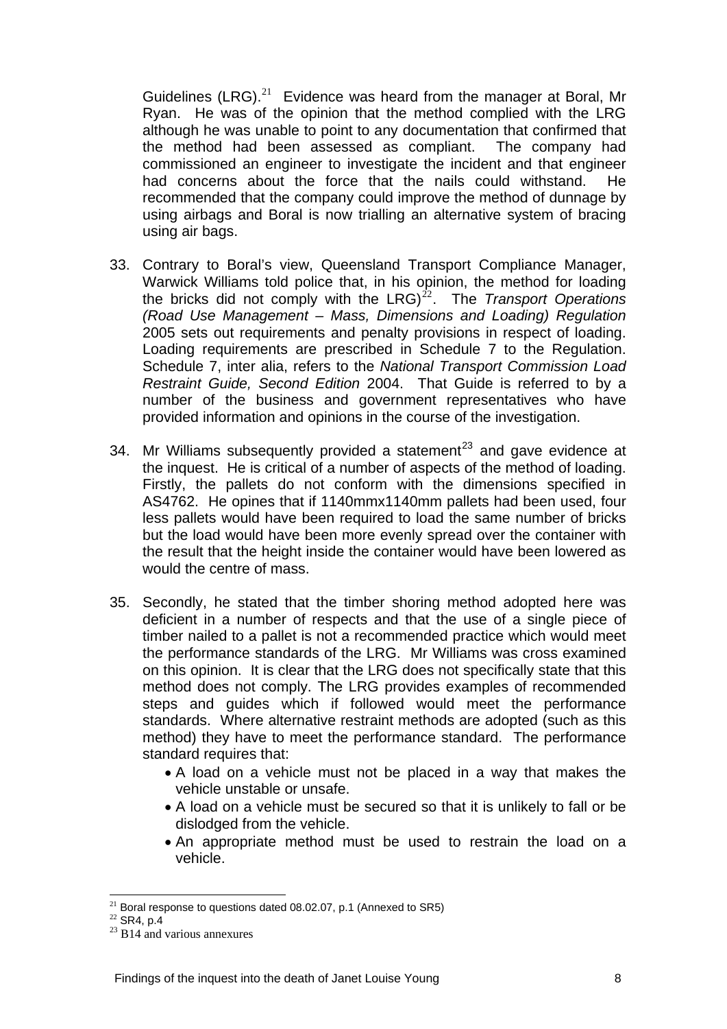Guidelines (LRG).[21] Evidence was heard from the manager at Boral, Mr Ryan. He was of the opinion that the method complied with the LRG although he was unable to point to any documentation that confirmed that the method had been assessed as compliant. The company had commissioned an engineer to investigate the incident and that engineer had concerns about the force that the nails could withstand. He recommended that the company could improve the method of dunnage by using airbags and Boral is now trialling an alternative system of bracing using air bags.

33. Contrary to Boral's view, Queensland Transport Compliance Manager, Warwick Williams told police that, in his opinion, the method for loading the bricks did not comply with the LRG)[22]. The *Transport Operations (Road Use Management – Mass, Dimensions and Loading) Regulation* 2005 sets out requirements and penalty provisions in respect of loading. Loading requirements are prescribed in Schedule 7 to the Regulation. Schedule 7, inter alia, refers to the *National Transport Commission Load Restraint Guide, Second Edition* 2004. That Guide is referred to by a number of the business and government representatives who have provided information and opinions in the course of the investigation.

34. Mr Williams subsequently provided a statement[23] and gave evidence at the inquest. He is critical of a number of aspects of the method of loading. Firstly, the pallets do not conform with the dimensions specified in AS4762. He opines that if 1140mmx1140mm pallets had been used, four less pallets would have been required to load the same number of bricks but the load would have been more evenly spread over the container with the result that the height inside the container would have been lowered as would the centre of mass.

35. Secondly, he stated that the timber shoring method adopted here was deficient in a number of respects and that the use of a single piece of timber nailed to a pallet is not a recommended practice which would meet the performance standards of the LRG. Mr Williams was cross examined on this opinion. It is clear that the LRG does not specifically state that this method does not comply. The LRG provides examples of recommended steps and guides which if followed would meet the performance standards. Where alternative restraint methods are adopted (such as this method) they have to meet the performance standard. The performance standard requires that:
    - A load on a vehicle must not be placed in a way that makes the vehicle unstable or unsafe.
    - A load on a vehicle must be secured so that it is unlikely to fall or be dislodged from the vehicle.
    - An appropriate method must be used to restrain the load on a vehicle.

---

[21] Boral response to questions dated 08.02.07, p.1 (Annexed to SR5)

[22] SR4, p.4

[23] B14 and various annexures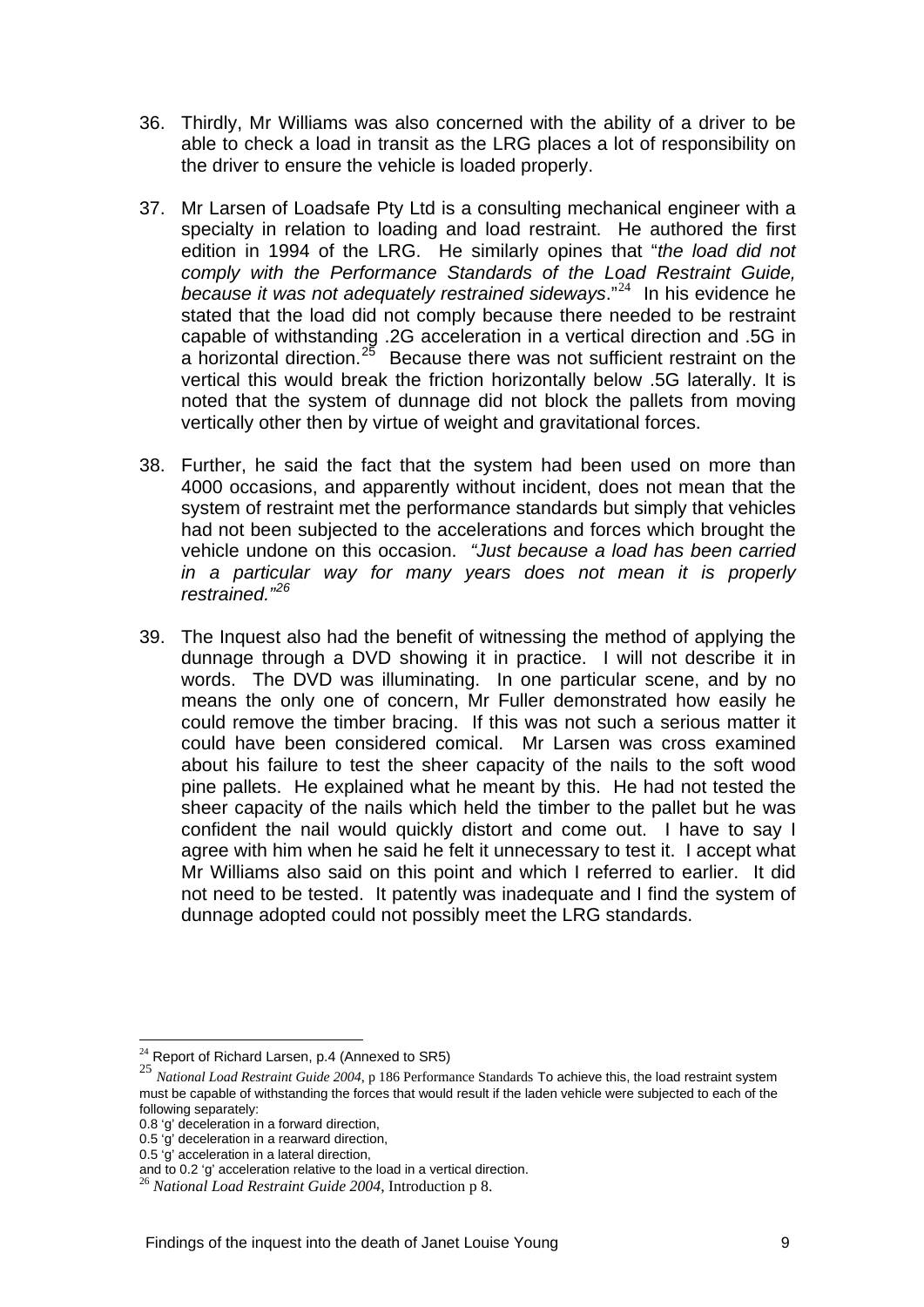36. Thirdly, Mr Williams was also concerned with the ability of a driver to be able to check a load in transit as the LRG places a lot of responsibility on the driver to ensure the vehicle is loaded properly.

37. Mr Larsen of Loadsafe Pty Ltd is a consulting mechanical engineer with a specialty in relation to loading and load restraint. He authored the first edition in 1994 of the LRG. He similarly opines that "*the load did not comply with the Performance Standards of the Load Restraint Guide, because it was not adequately restrained sideways*."[24] In his evidence he stated that the load did not comply because there needed to be restraint capable of withstanding .2G acceleration in a vertical direction and .5G in a horizontal direction.[25] Because there was not sufficient restraint on the vertical this would break the friction horizontally below .5G laterally. It is noted that the system of dunnage did not block the pallets from moving vertically other then by virtue of weight and gravitational forces.

38. Further, he said the fact that the system had been used on more than 4000 occasions, and apparently without incident, does not mean that the system of restraint met the performance standards but simply that vehicles had not been subjected to the accelerations and forces which brought the vehicle undone on this occasion. *"Just because a load has been carried in a particular way for many years does not mean it is properly restrained."*[26]

39. The Inquest also had the benefit of witnessing the method of applying the dunnage through a DVD showing it in practice. I will not describe it in words. The DVD was illuminating. In one particular scene, and by no means the only one of concern, Mr Fuller demonstrated how easily he could remove the timber bracing. If this was not such a serious matter it could have been considered comical. Mr Larsen was cross examined about his failure to test the sheer capacity of the nails to the soft wood pine pallets. He explained what he meant by this. He had not tested the sheer capacity of the nails which held the timber to the pallet but he was confident the nail would quickly distort and come out. I have to say I agree with him when he said he felt it unnecessary to test it. I accept what Mr Williams also said on this point and which I referred to earlier. It did not need to be tested. It patently was inadequate and I find the system of dunnage adopted could not possibly meet the LRG standards.

---

[24] Report of Richard Larsen, p.4 (Annexed to SR5)

[25] *National Load Restraint Guide 2004*, p 186 Performance Standards To achieve this, the load restraint system must be capable of withstanding the forces that would result if the laden vehicle were subjected to each of the following separately:
0.8 'g' deceleration in a forward direction,
0.5 'g' deceleration in a rearward direction,
0.5 'g' acceleration in a lateral direction,
and to 0.2 'g' acceleration relative to the load in a vertical direction.

[26] *National Load Restraint Guide 2004*, Introduction p 8.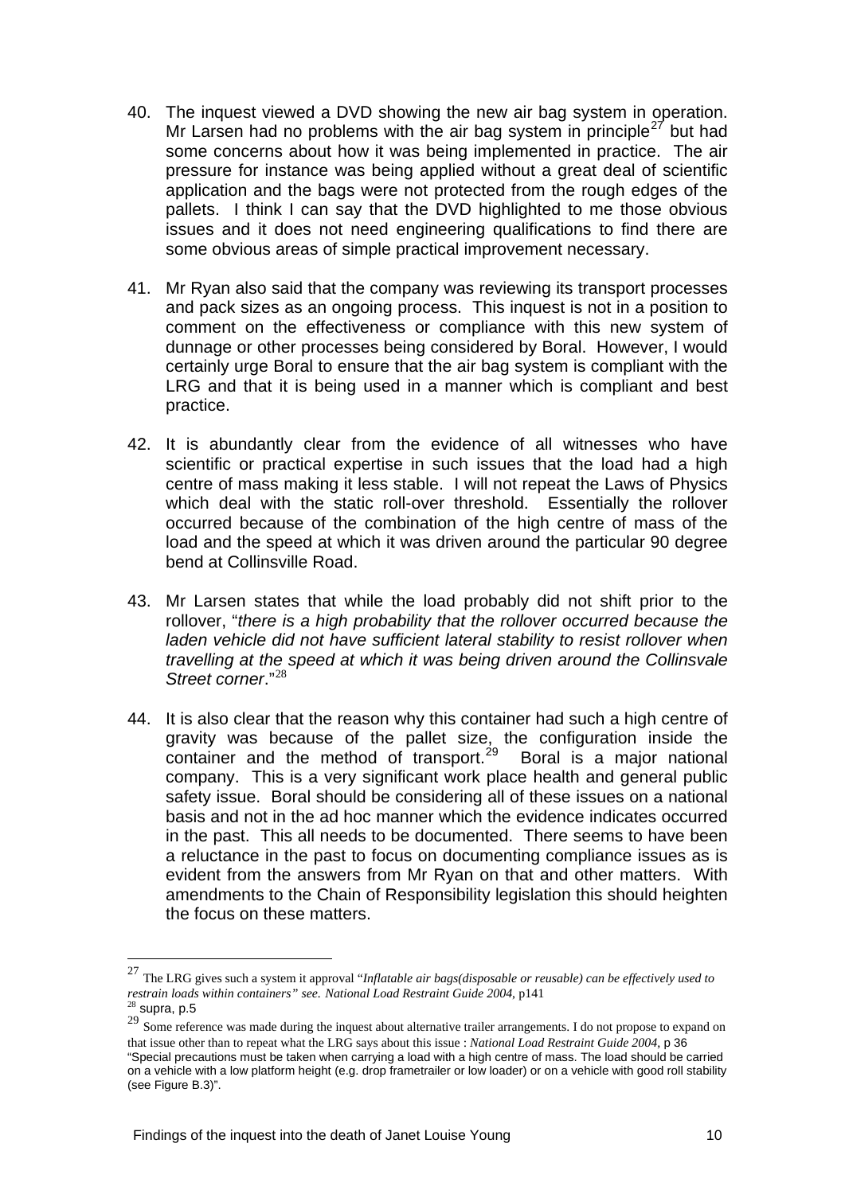40. The inquest viewed a DVD showing the new air bag system in operation. Mr Larsen had no problems with the air bag system in principle[27] but had some concerns about how it was being implemented in practice. The air pressure for instance was being applied without a great deal of scientific application and the bags were not protected from the rough edges of the pallets. I think I can say that the DVD highlighted to me those obvious issues and it does not need engineering qualifications to find there are some obvious areas of simple practical improvement necessary.

41. Mr Ryan also said that the company was reviewing its transport processes and pack sizes as an ongoing process. This inquest is not in a position to comment on the effectiveness or compliance with this new system of dunnage or other processes being considered by Boral. However, I would certainly urge Boral to ensure that the air bag system is compliant with the LRG and that it is being used in a manner which is compliant and best practice.

42. It is abundantly clear from the evidence of all witnesses who have scientific or practical expertise in such issues that the load had a high centre of mass making it less stable. I will not repeat the Laws of Physics which deal with the static roll-over threshold. Essentially the rollover occurred because of the combination of the high centre of mass of the load and the speed at which it was driven around the particular 90 degree bend at Collinsville Road.

43. Mr Larsen states that while the load probably did not shift prior to the rollover, "*there is a high probability that the rollover occurred because the laden vehicle did not have sufficient lateral stability to resist rollover when travelling at the speed at which it was being driven around the Collinsvale Street corner*."[28]

44. It is also clear that the reason why this container had such a high centre of gravity was because of the pallet size, the configuration inside the container and the method of transport.[29] Boral is a major national company. This is a very significant work place health and general public safety issue. Boral should be considering all of these issues on a national basis and not in the ad hoc manner which the evidence indicates occurred in the past. This all needs to be documented. There seems to have been a reluctance in the past to focus on documenting compliance issues as is evident from the answers from Mr Ryan on that and other matters. With amendments to the Chain of Responsibility legislation this should heighten the focus on these matters.

---

[27] The LRG gives such a system it approval "*Inflatable air bags(disposable or reusable) can be effectively used to restrain loads within containers" see. National Load Restraint Guide 2004*, p141

[28] supra, p.5

[29] Some reference was made during the inquest about alternative trailer arrangements. I do not propose to expand on that issue other than to repeat what the LRG says about this issue : *National Load Restraint Guide 2004*, p 36 "Special precautions must be taken when carrying a load with a high centre of mass. The load should be carried on a vehicle with a low platform height (e.g. drop frametrailer or low loader) or on a vehicle with good roll stability (see Figure B.3)".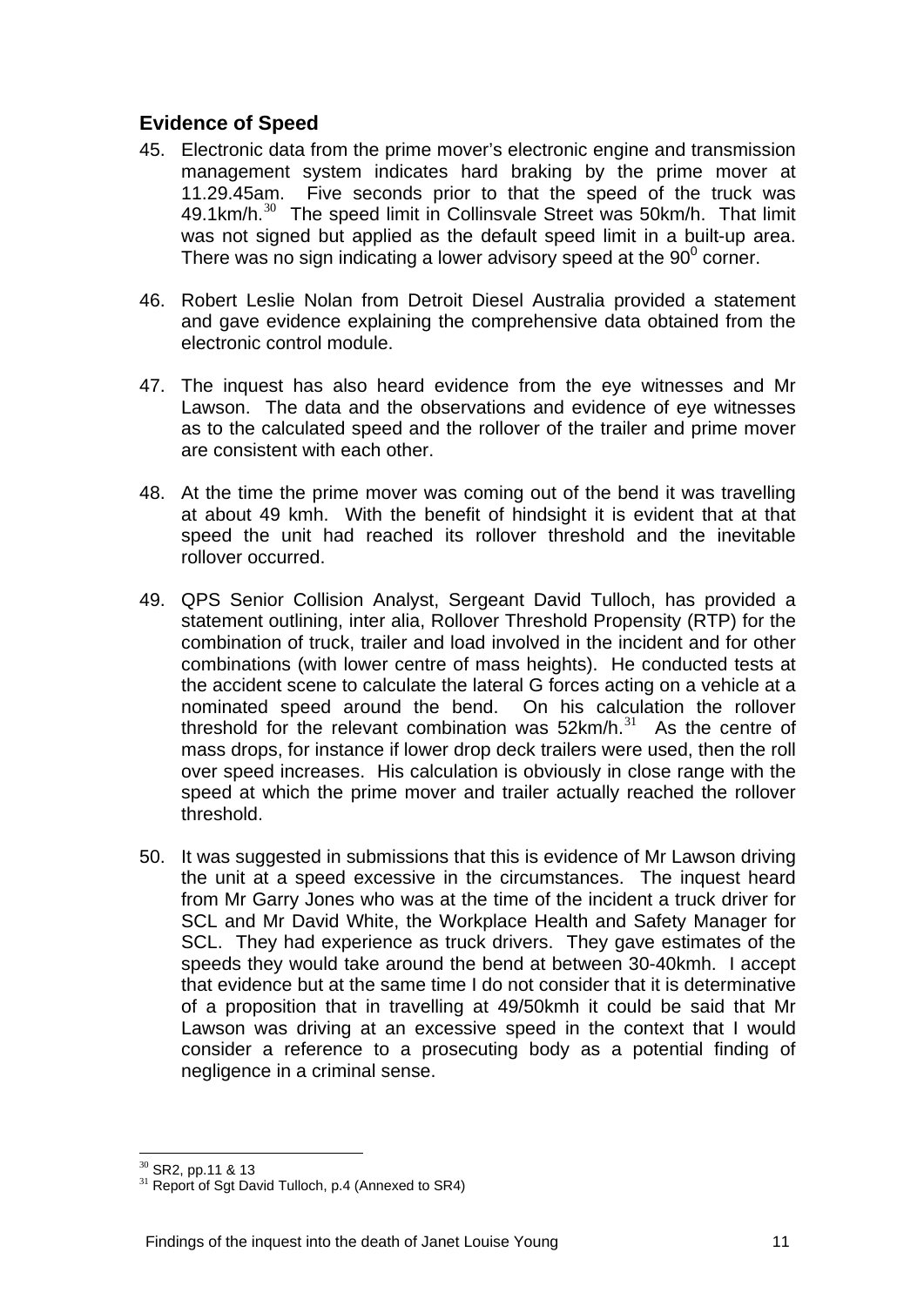## Evidence of Speed

45. Electronic data from the prime mover's electronic engine and transmission management system indicates hard braking by the prime mover at 11.29.45am. Five seconds prior to that the speed of the truck was 49.1km/h.[30] The speed limit in Collinsvale Street was 50km/h. That limit was not signed but applied as the default speed limit in a built-up area. There was no sign indicating a lower advisory speed at the $90^0$ corner.

46. Robert Leslie Nolan from Detroit Diesel Australia provided a statement and gave evidence explaining the comprehensive data obtained from the electronic control module.

47. The inquest has also heard evidence from the eye witnesses and Mr Lawson. The data and the observations and evidence of eye witnesses as to the calculated speed and the rollover of the trailer and prime mover are consistent with each other.

48. At the time the prime mover was coming out of the bend it was travelling at about 49 kmh. With the benefit of hindsight it is evident that at that speed the unit had reached its rollover threshold and the inevitable rollover occurred.

49. QPS Senior Collision Analyst, Sergeant David Tulloch, has provided a statement outlining, inter alia, Rollover Threshold Propensity (RTP) for the combination of truck, trailer and load involved in the incident and for other combinations (with lower centre of mass heights). He conducted tests at the accident scene to calculate the lateral G forces acting on a vehicle at a nominated speed around the bend. On his calculation the rollover threshold for the relevant combination was 52km/h.[31] As the centre of mass drops, for instance if lower drop deck trailers were used, then the roll over speed increases. His calculation is obviously in close range with the speed at which the prime mover and trailer actually reached the rollover threshold.

50. It was suggested in submissions that this is evidence of Mr Lawson driving the unit at a speed excessive in the circumstances. The inquest heard from Mr Garry Jones who was at the time of the incident a truck driver for SCL and Mr David White, the Workplace Health and Safety Manager for SCL. They had experience as truck drivers. They gave estimates of the speeds they would take around the bend at between 30-40kmh. I accept that evidence but at the same time I do not consider that it is determinative of a proposition that in travelling at 49/50kmh it could be said that Mr Lawson was driving at an excessive speed in the context that I would consider a reference to a prosecuting body as a potential finding of negligence in a criminal sense.

---

[30] SR2, pp.11 & 13

[31] Report of Sgt David Tulloch, p.4 (Annexed to SR4)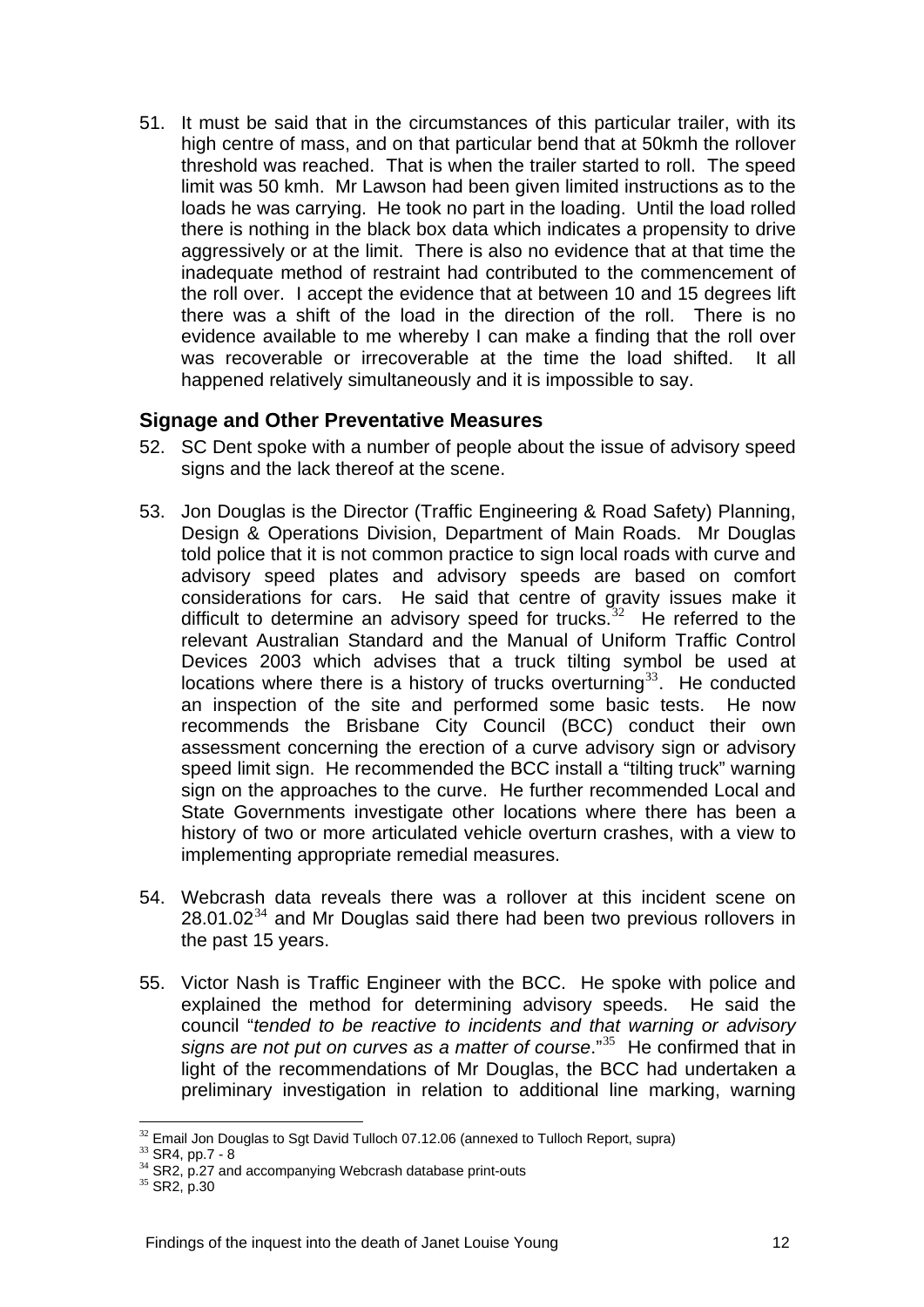51. It must be said that in the circumstances of this particular trailer, with its high centre of mass, and on that particular bend that at 50kmh the rollover threshold was reached. That is when the trailer started to roll. The speed limit was 50 kmh. Mr Lawson had been given limited instructions as to the loads he was carrying. He took no part in the loading. Until the load rolled there is nothing in the black box data which indicates a propensity to drive aggressively or at the limit. There is also no evidence that at that time the inadequate method of restraint had contributed to the commencement of the roll over. I accept the evidence that at between 10 and 15 degrees lift there was a shift of the load in the direction of the roll. There is no evidence available to me whereby I can make a finding that the roll over was recoverable or irrecoverable at the time the load shifted. It all happened relatively simultaneously and it is impossible to say.

### Signage and Other Preventative Measures

52. SC Dent spoke with a number of people about the issue of advisory speed signs and the lack thereof at the scene.

53. Jon Douglas is the Director (Traffic Engineering & Road Safety) Planning, Design & Operations Division, Department of Main Roads. Mr Douglas told police that it is not common practice to sign local roads with curve and advisory speed plates and advisory speeds are based on comfort considerations for cars. He said that centre of gravity issues make it difficult to determine an advisory speed for trucks.[32] He referred to the relevant Australian Standard and the Manual of Uniform Traffic Control Devices 2003 which advises that a truck tilting symbol be used at locations where there is a history of trucks overturning[33]. He conducted an inspection of the site and performed some basic tests. He now recommends the Brisbane City Council (BCC) conduct their own assessment concerning the erection of a curve advisory sign or advisory speed limit sign. He recommended the BCC install a "tilting truck" warning sign on the approaches to the curve. He further recommended Local and State Governments investigate other locations where there has been a history of two or more articulated vehicle overturn crashes, with a view to implementing appropriate remedial measures.

54. Webcrash data reveals there was a rollover at this incident scene on 28.01.02[34] and Mr Douglas said there had been two previous rollovers in the past 15 years.

55. Victor Nash is Traffic Engineer with the BCC. He spoke with police and explained the method for determining advisory speeds. He said the council "*tended to be reactive to incidents and that warning or advisory signs are not put on curves as a matter of course*."[35] He confirmed that in light of the recommendations of Mr Douglas, the BCC had undertaken a preliminary investigation in relation to additional line marking, warning

---

[32] Email Jon Douglas to Sgt David Tulloch 07.12.06 (annexed to Tulloch Report, supra)

[33] SR4, pp.7 - 8

[34] SR2, p.27 and accompanying Webcrash database print-outs

[35] SR2, p.30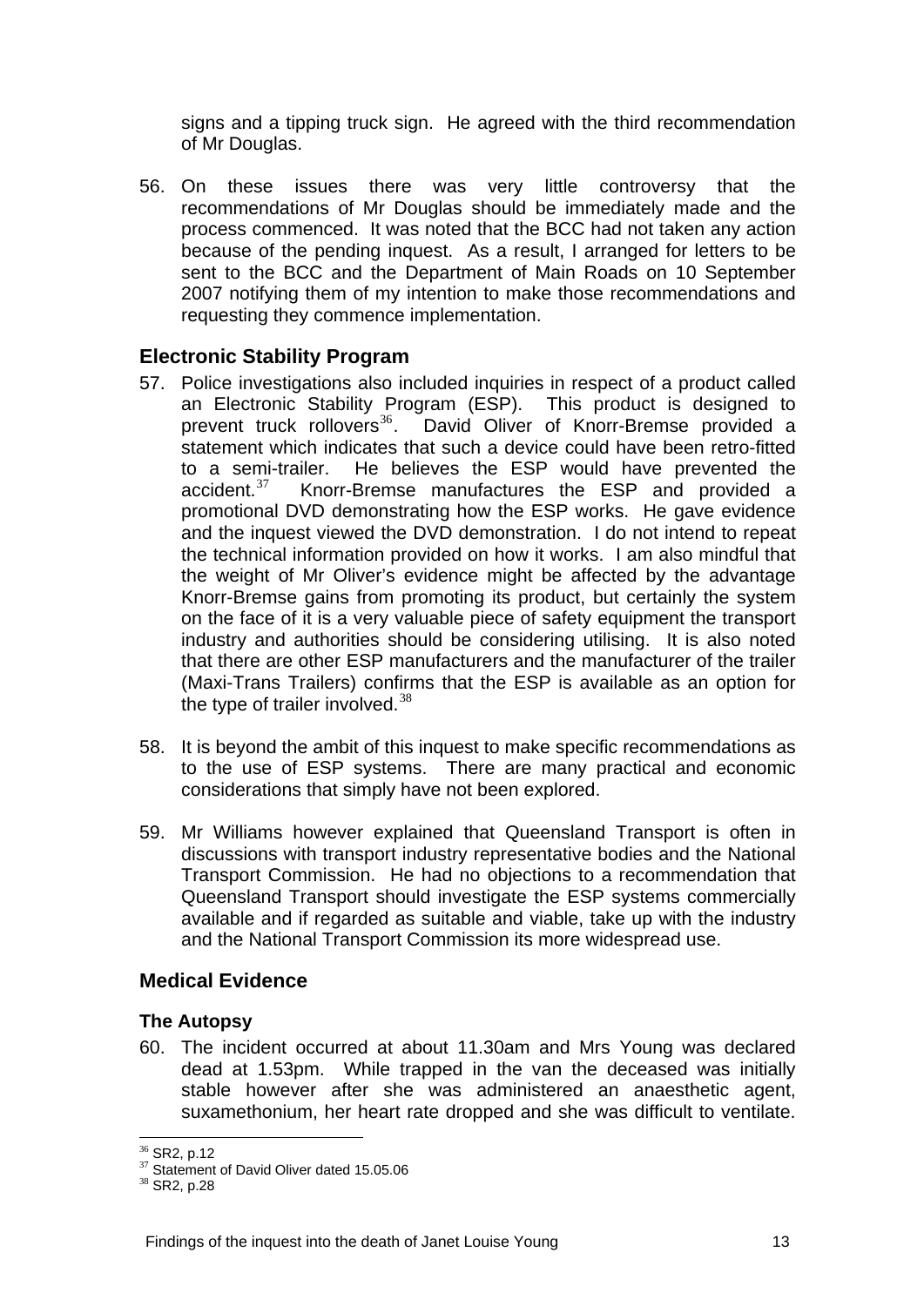signs and a tipping truck sign. He agreed with the third recommendation of Mr Douglas.

56. On these issues there was very little controversy that the recommendations of Mr Douglas should be immediately made and the process commenced. It was noted that the BCC had not taken any action because of the pending inquest. As a result, I arranged for letters to be sent to the BCC and the Department of Main Roads on 10 September 2007 notifying them of my intention to make those recommendations and requesting they commence implementation.

## Electronic Stability Program

57. Police investigations also included inquiries in respect of a product called an Electronic Stability Program (ESP). This product is designed to prevent truck rollovers[36]. David Oliver of Knorr-Bremse provided a statement which indicates that such a device could have been retro-fitted to a semi-trailer. He believes the ESP would have prevented the accident.[37] Knorr-Bremse manufactures the ESP and provided a promotional DVD demonstrating how the ESP works. He gave evidence and the inquest viewed the DVD demonstration. I do not intend to repeat the technical information provided on how it works. I am also mindful that the weight of Mr Oliver's evidence might be affected by the advantage Knorr-Bremse gains from promoting its product, but certainly the system on the face of it is a very valuable piece of safety equipment the transport industry and authorities should be considering utilising. It is also noted that there are other ESP manufacturers and the manufacturer of the trailer (Maxi-Trans Trailers) confirms that the ESP is available as an option for the type of trailer involved.[38]

58. It is beyond the ambit of this inquest to make specific recommendations as to the use of ESP systems. There are many practical and economic considerations that simply have not been explored.

59. Mr Williams however explained that Queensland Transport is often in discussions with transport industry representative bodies and the National Transport Commission. He had no objections to a recommendation that Queensland Transport should investigate the ESP systems commercially available and if regarded as suitable and viable, take up with the industry and the National Transport Commission its more widespread use.

## Medical Evidence

### The Autopsy

60. The incident occurred at about 11.30am and Mrs Young was declared dead at 1.53pm. While trapped in the van the deceased was initially stable however after she was administered an anaesthetic agent, suxamethonium, her heart rate dropped and she was difficult to ventilate.

---

[36] SR2, p.12

[37] Statement of David Oliver dated 15.05.06

[38] SR2, p.28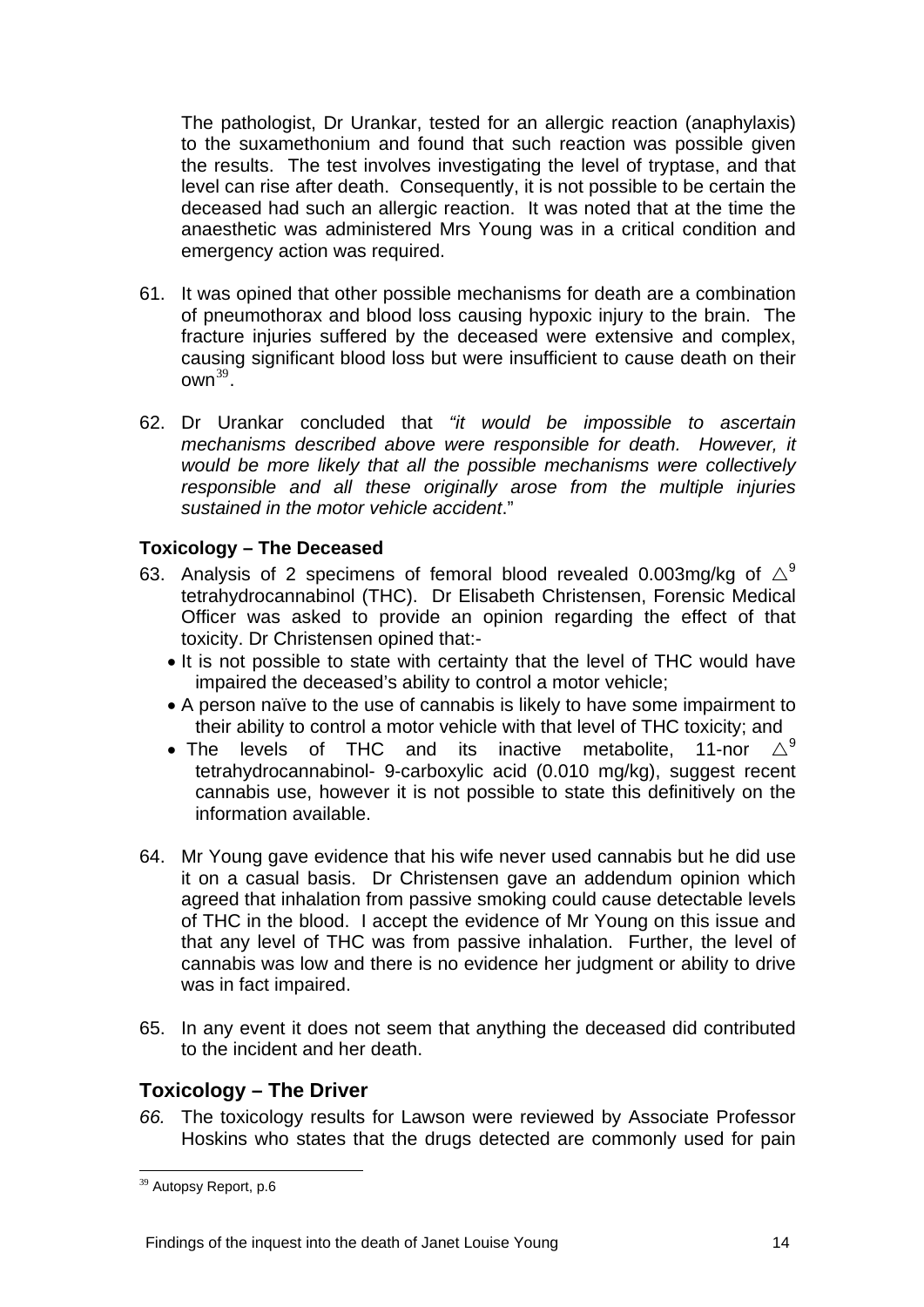The pathologist, Dr Urankar, tested for an allergic reaction (anaphylaxis) to the suxamethonium and found that such reaction was possible given the results. The test involves investigating the level of tryptase, and that level can rise after death. Consequently, it is not possible to be certain the deceased had such an allergic reaction. It was noted that at the time the anaesthetic was administered Mrs Young was in a critical condition and emergency action was required.

61. It was opined that other possible mechanisms for death are a combination of pneumothorax and blood loss causing hypoxic injury to the brain. The fracture injuries suffered by the deceased were extensive and complex, causing significant blood loss but were insufficient to cause death on their own[39].

62. Dr Urankar concluded that *"it would be impossible to ascertain mechanisms described above were responsible for death. However, it would be more likely that all the possible mechanisms were collectively responsible and all these originally arose from the multiple injuries sustained in the motor vehicle accident*."

### Toxicology – The Deceased

63. Analysis of 2 specimens of femoral blood revealed 0.003mg/kg of $\triangle^9$ tetrahydrocannabinol (THC). Dr Elisabeth Christensen, Forensic Medical Officer was asked to provide an opinion regarding the effect of that toxicity. Dr Christensen opined that:-
    - It is not possible to state with certainty that the level of THC would have impaired the deceased's ability to control a motor vehicle;
    - A person naïve to the use of cannabis is likely to have some impairment to their ability to control a motor vehicle with that level of THC toxicity; and
    - The levels of THC and its inactive metabolite, 11-nor $\triangle^9$ tetrahydrocannabinol- 9-carboxylic acid (0.010 mg/kg), suggest recent cannabis use, however it is not possible to state this definitively on the information available.

64. Mr Young gave evidence that his wife never used cannabis but he did use it on a casual basis. Dr Christensen gave an addendum opinion which agreed that inhalation from passive smoking could cause detectable levels of THC in the blood. I accept the evidence of Mr Young on this issue and that any level of THC was from passive inhalation. Further, the level of cannabis was low and there is no evidence her judgment or ability to drive was in fact impaired.

65. In any event it does not seem that anything the deceased did contributed to the incident and her death.

## Toxicology – The Driver

*66.* The toxicology results for Lawson were reviewed by Associate Professor Hoskins who states that the drugs detected are commonly used for pain

---

[39] Autopsy Report, p.6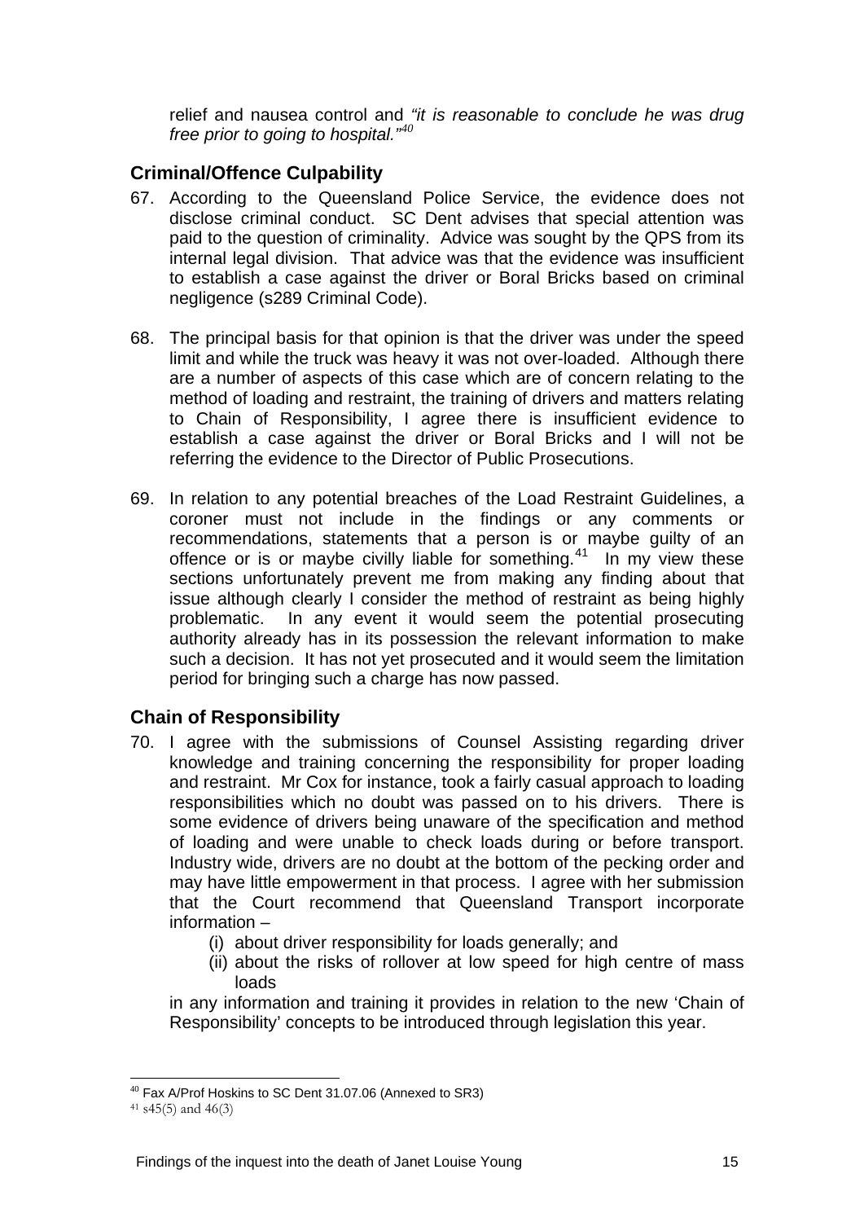relief and nausea control and *"it is reasonable to conclude he was drug free prior to going to hospital."*[40]

## Criminal/Offence Culpability

67. According to the Queensland Police Service, the evidence does not disclose criminal conduct. SC Dent advises that special attention was paid to the question of criminality. Advice was sought by the QPS from its internal legal division. That advice was that the evidence was insufficient to establish a case against the driver or Boral Bricks based on criminal negligence (s289 Criminal Code).

68. The principal basis for that opinion is that the driver was under the speed limit and while the truck was heavy it was not over-loaded. Although there are a number of aspects of this case which are of concern relating to the method of loading and restraint, the training of drivers and matters relating to Chain of Responsibility, I agree there is insufficient evidence to establish a case against the driver or Boral Bricks and I will not be referring the evidence to the Director of Public Prosecutions.

69. In relation to any potential breaches of the Load Restraint Guidelines, a coroner must not include in the findings or any comments or recommendations, statements that a person is or maybe guilty of an offence or is or maybe civilly liable for something.[41] In my view these sections unfortunately prevent me from making any finding about that issue although clearly I consider the method of restraint as being highly problematic. In any event it would seem the potential prosecuting authority already has in its possession the relevant information to make such a decision. It has not yet prosecuted and it would seem the limitation period for bringing such a charge has now passed.

## Chain of Responsibility

70. I agree with the submissions of Counsel Assisting regarding driver knowledge and training concerning the responsibility for proper loading and restraint. Mr Cox for instance, took a fairly casual approach to loading responsibilities which no doubt was passed on to his drivers. There is some evidence of drivers being unaware of the specification and method of loading and were unable to check loads during or before transport. Industry wide, drivers are no doubt at the bottom of the pecking order and may have little empowerment in that process. I agree with her submission that the Court recommend that Queensland Transport incorporate information –

    (i) about driver responsibility for loads generally; and
    (ii) about the risks of rollover at low speed for high centre of mass loads

    in any information and training it provides in relation to the new 'Chain of Responsibility' concepts to be introduced through legislation this year.

---

[40] Fax A/Prof Hoskins to SC Dent 31.07.06 (Annexed to SR3)

[41] s45(5) and 46(3)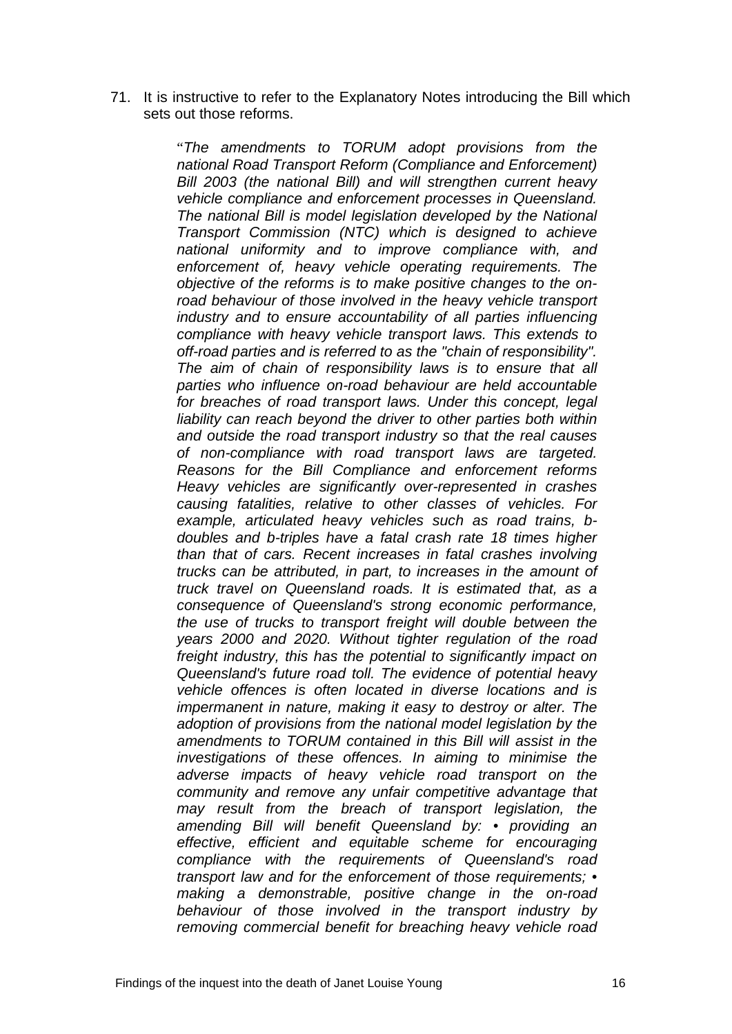71. It is instructive to refer to the Explanatory Notes introducing the Bill which sets out those reforms.

> "*The amendments to TORUM adopt provisions from the national Road Transport Reform (Compliance and Enforcement) Bill 2003 (the national Bill) and will strengthen current heavy vehicle compliance and enforcement processes in Queensland. The national Bill is model legislation developed by the National Transport Commission (NTC) which is designed to achieve national uniformity and to improve compliance with, and enforcement of, heavy vehicle operating requirements. The objective of the reforms is to make positive changes to the on-road behaviour of those involved in the heavy vehicle transport industry and to ensure accountability of all parties influencing compliance with heavy vehicle transport laws. This extends to off-road parties and is referred to as the "chain of responsibility". The aim of chain of responsibility laws is to ensure that all parties who influence on-road behaviour are held accountable for breaches of road transport laws. Under this concept, legal liability can reach beyond the driver to other parties both within and outside the road transport industry so that the real causes of non-compliance with road transport laws are targeted. Reasons for the Bill Compliance and enforcement reforms Heavy vehicles are significantly over-represented in crashes causing fatalities, relative to other classes of vehicles. For example, articulated heavy vehicles such as road trains, b-doubles and b-triples have a fatal crash rate 18 times higher than that of cars. Recent increases in fatal crashes involving trucks can be attributed, in part, to increases in the amount of truck travel on Queensland roads. It is estimated that, as a consequence of Queensland's strong economic performance, the use of trucks to transport freight will double between the years 2000 and 2020. Without tighter regulation of the road freight industry, this has the potential to significantly impact on Queensland's future road toll. The evidence of potential heavy vehicle offences is often located in diverse locations and is impermanent in nature, making it easy to destroy or alter. The adoption of provisions from the national model legislation by the amendments to TORUM contained in this Bill will assist in the investigations of these offences. In aiming to minimise the adverse impacts of heavy vehicle road transport on the community and remove any unfair competitive advantage that may result from the breach of transport legislation, the amending Bill will benefit Queensland by: • providing an effective, efficient and equitable scheme for encouraging compliance with the requirements of Queensland's road transport law and for the enforcement of those requirements; • making a demonstrable, positive change in the on-road behaviour of those involved in the transport industry by removing commercial benefit for breaching heavy vehicle road*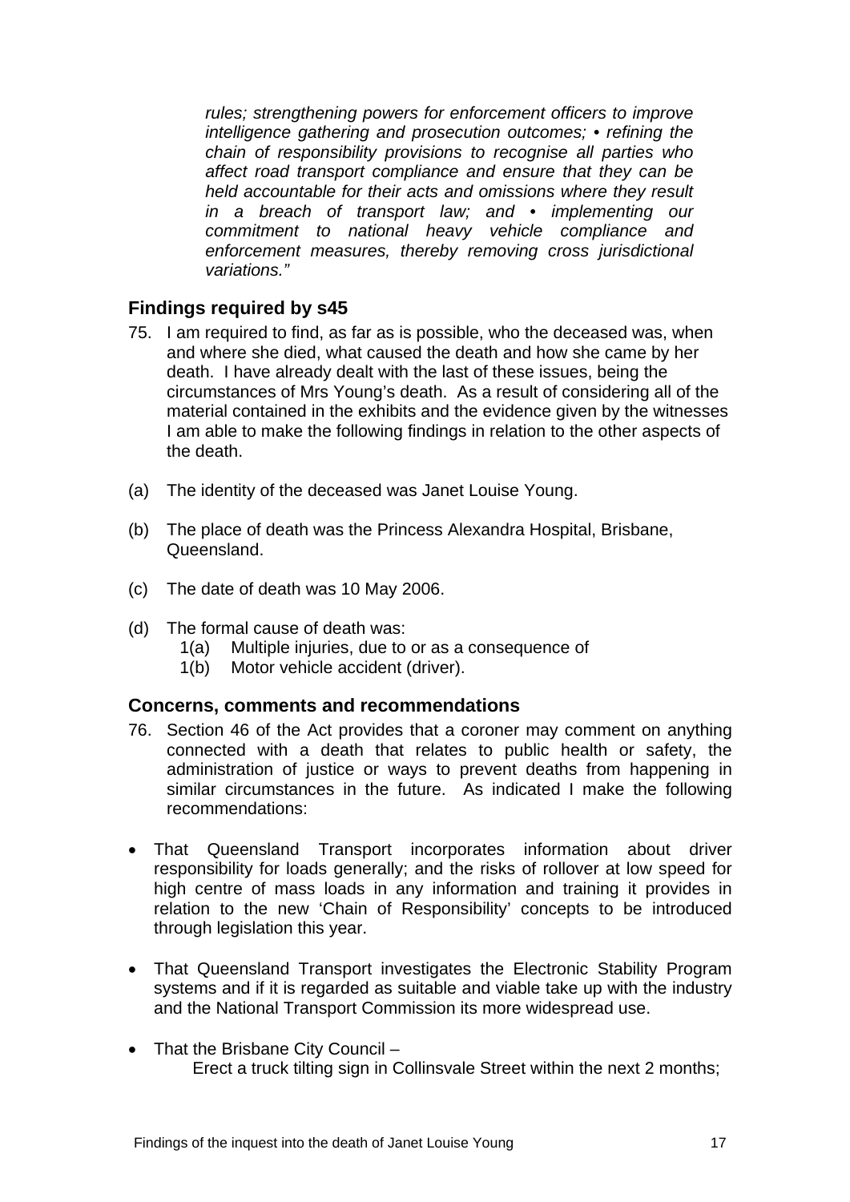*rules; strengthening powers for enforcement officers to improve intelligence gathering and prosecution outcomes; • refining the chain of responsibility provisions to recognise all parties who affect road transport compliance and ensure that they can be held accountable for their acts and omissions where they result in a breach of transport law; and • implementing our commitment to national heavy vehicle compliance and enforcement measures, thereby removing cross jurisdictional variations."*

## Findings required by s45

75. I am required to find, as far as is possible, who the deceased was, when and where she died, what caused the death and how she came by her death. I have already dealt with the last of these issues, being the circumstances of Mrs Young's death. As a result of considering all of the material contained in the exhibits and the evidence given by the witnesses I am able to make the following findings in relation to the other aspects of the death.

(a) The identity of the deceased was Janet Louise Young.

(b) The place of death was the Princess Alexandra Hospital, Brisbane, Queensland.

(c) The date of death was 10 May 2006.

(d) The formal cause of death was:
   1(a) Multiple injuries, due to or as a consequence of
   1(b) Motor vehicle accident (driver).

## Concerns, comments and recommendations

76. Section 46 of the Act provides that a coroner may comment on anything connected with a death that relates to public health or safety, the administration of justice or ways to prevent deaths from happening in similar circumstances in the future. As indicated I make the following recommendations:

- That Queensland Transport incorporates information about driver responsibility for loads generally; and the risks of rollover at low speed for high centre of mass loads in any information and training it provides in relation to the new 'Chain of Responsibility' concepts to be introduced through legislation this year.

- That Queensland Transport investigates the Electronic Stability Program systems and if it is regarded as suitable and viable take up with the industry and the National Transport Commission its more widespread use.

- That the Brisbane City Council –
  Erect a truck tilting sign in Collinsvale Street within the next 2 months;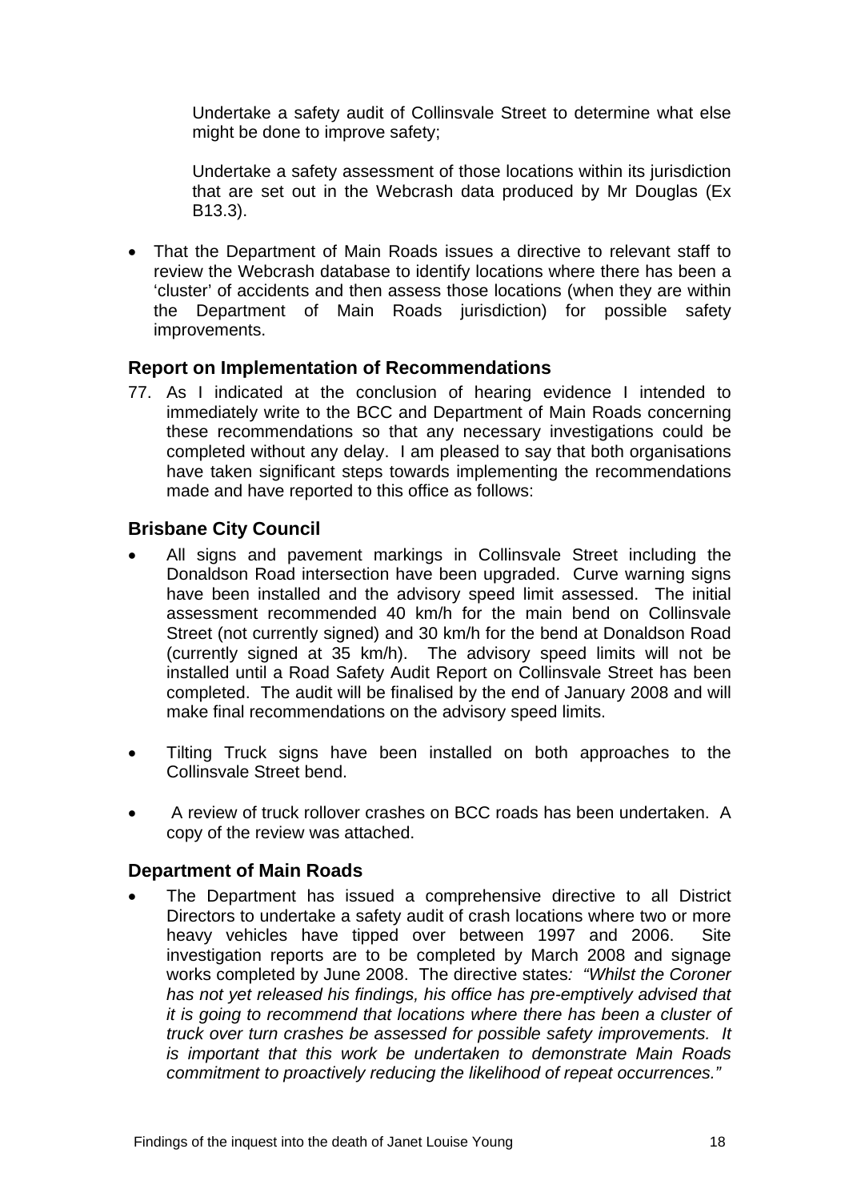Undertake a safety audit of Collinsvale Street to determine what else might be done to improve safety;

Undertake a safety assessment of those locations within its jurisdiction that are set out in the Webcrash data produced by Mr Douglas (Ex B13.3).

- That the Department of Main Roads issues a directive to relevant staff to review the Webcrash database to identify locations where there has been a 'cluster' of accidents and then assess those locations (when they are within the Department of Main Roads jurisdiction) for possible safety improvements.

## Report on Implementation of Recommendations

77. As I indicated at the conclusion of hearing evidence I intended to immediately write to the BCC and Department of Main Roads concerning these recommendations so that any necessary investigations could be completed without any delay. I am pleased to say that both organisations have taken significant steps towards implementing the recommendations made and have reported to this office as follows:

## Brisbane City Council

- All signs and pavement markings in Collinsvale Street including the Donaldson Road intersection have been upgraded. Curve warning signs have been installed and the advisory speed limit assessed. The initial assessment recommended 40 km/h for the main bend on Collinsvale Street (not currently signed) and 30 km/h for the bend at Donaldson Road (currently signed at 35 km/h). The advisory speed limits will not be installed until a Road Safety Audit Report on Collinsvale Street has been completed. The audit will be finalised by the end of January 2008 and will make final recommendations on the advisory speed limits.

- Tilting Truck signs have been installed on both approaches to the Collinsvale Street bend.

- A review of truck rollover crashes on BCC roads has been undertaken. A copy of the review was attached.

## Department of Main Roads

- The Department has issued a comprehensive directive to all District Directors to undertake a safety audit of crash locations where two or more heavy vehicles have tipped over between 1997 and 2006. Site investigation reports are to be completed by March 2008 and signage works completed by June 2008. The directive states*: "Whilst the Coroner has not yet released his findings, his office has pre-emptively advised that it is going to recommend that locations where there has been a cluster of truck over turn crashes be assessed for possible safety improvements. It is important that this work be undertaken to demonstrate Main Roads commitment to proactively reducing the likelihood of repeat occurrences."*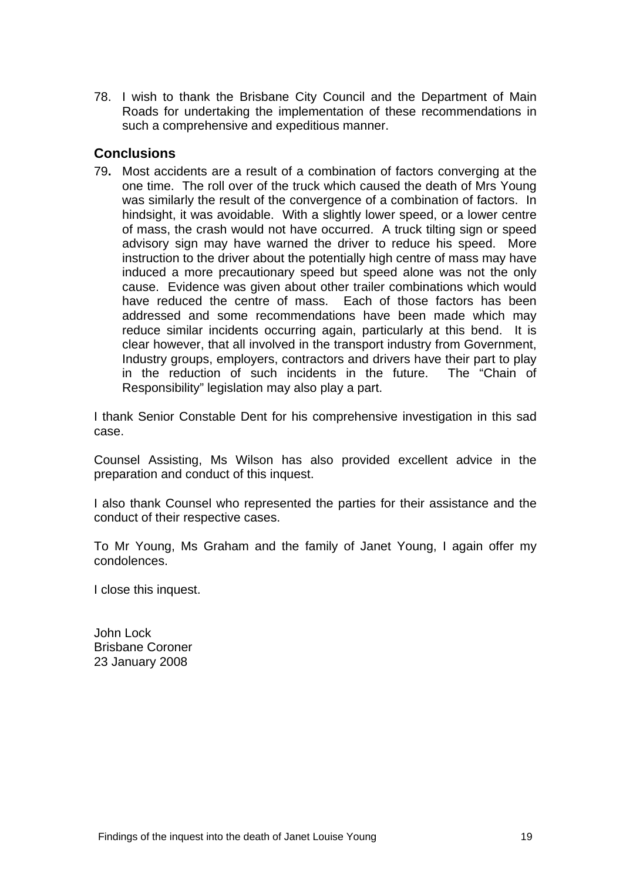78. I wish to thank the Brisbane City Council and the Department of Main Roads for undertaking the implementation of these recommendations in such a comprehensive and expeditious manner.

## Conclusions

79**.** Most accidents are a result of a combination of factors converging at the one time. The roll over of the truck which caused the death of Mrs Young was similarly the result of the convergence of a combination of factors. In hindsight, it was avoidable. With a slightly lower speed, or a lower centre of mass, the crash would not have occurred. A truck tilting sign or speed advisory sign may have warned the driver to reduce his speed. More instruction to the driver about the potentially high centre of mass may have induced a more precautionary speed but speed alone was not the only cause. Evidence was given about other trailer combinations which would have reduced the centre of mass. Each of those factors has been addressed and some recommendations have been made which may reduce similar incidents occurring again, particularly at this bend. It is clear however, that all involved in the transport industry from Government, Industry groups, employers, contractors and drivers have their part to play in the reduction of such incidents in the future. The "Chain of Responsibility" legislation may also play a part.

I thank Senior Constable Dent for his comprehensive investigation in this sad case.

Counsel Assisting, Ms Wilson has also provided excellent advice in the preparation and conduct of this inquest.

I also thank Counsel who represented the parties for their assistance and the conduct of their respective cases.

To Mr Young, Ms Graham and the family of Janet Young, I again offer my condolences.

I close this inquest.

John Lock
Brisbane Coroner
23 January 2008